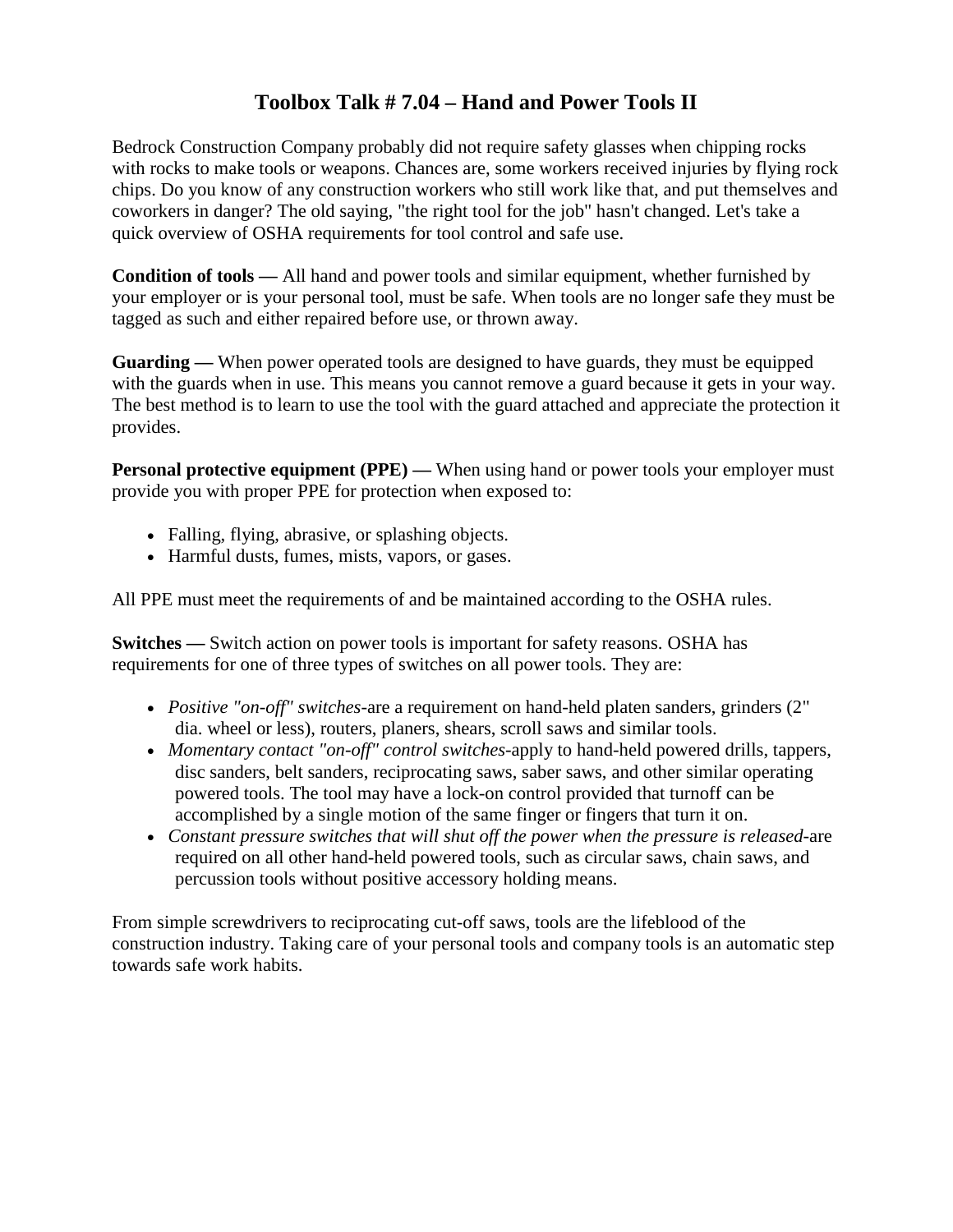# Toolbox Talk # 7.04 – Hand and Power Tools II

Bedrock Construction Company probably did not require safety glasses when chipping rocks with rocks to make tools or weapons. Chances are, some workers received injuries by flying rock chips. Do you know of any construction workers who still work like that, and put themselves and coworkers in danger? The old saying, "the right tool for the job" hasn't changed. Let's take a quick overview of OSHA requirements for tool control and safe use.

**Condition of tools —** All hand and power tools and similar equipment, whether furnished by your employer or is your personal tool, must be safe. When tools are no longer safe they must be tagged as such and either repaired before use, or thrown away.

**Guarding —** When power operated tools are designed to have guards, they must be equipped with the guards when in use. This means you cannot remove a guard because it gets in your way. The best method is to learn to use the tool with the guard attached and appreciate the protection it provides.

**Personal protective equipment (PPE) —** When using hand or power tools your employer must provide you with proper PPE for protection when exposed to:

- Falling, flying, abrasive, or splashing objects.
- Harmful dusts, fumes, mists, vapors, or gases.

All PPE must meet the requirements of and be maintained according to the OSHA rules.

**Switches —** Switch action on power tools is important for safety reasons. OSHA has requirements for one of three types of switches on all power tools. They are:

- *Positive "on-off" switches*-are a requirement on hand-held platen sanders, grinders (2" dia. wheel or less), routers, planers, shears, scroll saws and similar tools.
- *Momentary contact "on-off" control switches*-apply to hand-held powered drills, tappers, disc sanders, belt sanders, reciprocating saws, saber saws, and other similar operating powered tools. The tool may have a lock-on control provided that turnoff can be accomplished by a single motion of the same finger or fingers that turn it on.
- *Constant pressure switches that will shut off the power when the pressure is released*-are required on all other hand-held powered tools, such as circular saws, chain saws, and percussion tools without positive accessory holding means.

From simple screwdrivers to reciprocating cut-off saws, tools are the lifeblood of the construction industry. Taking care of your personal tools and company tools is an automatic step towards safe work habits.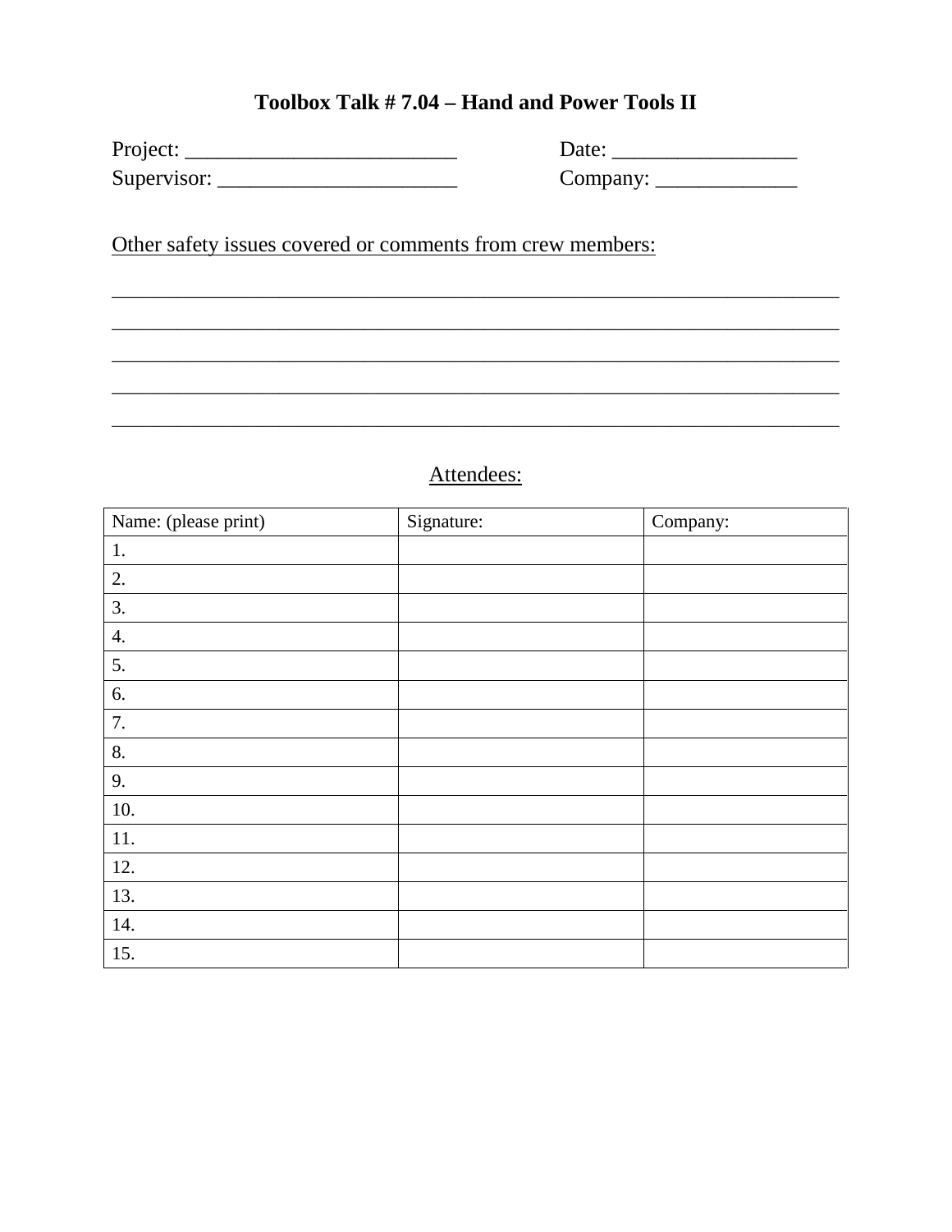**Toolbox Talk # 7.04 – Hand and Power Tools II**

Project: _________________________ Date: _________________

Supervisor: ______________________ Company: _____________

Other safety issues covered or comments from crew members:

_____________________________________________________________________

_____________________________________________________________________

_____________________________________________________________________

_____________________________________________________________________

_____________________________________________________________________

Attendees:

| Name: (please print) | Signature: | Company: |
|---|---|---|
| 1. | | |
| 2. | | |
| 3. | | |
| 4. | | |
| 5. | | |
| 6. | | |
| 7. | | |
| 8. | | |
| 9. | | |
| 10. | | |
| 11. | | |
| 12. | | |
| 13. | | |
| 14. | | |
| 15. | | |